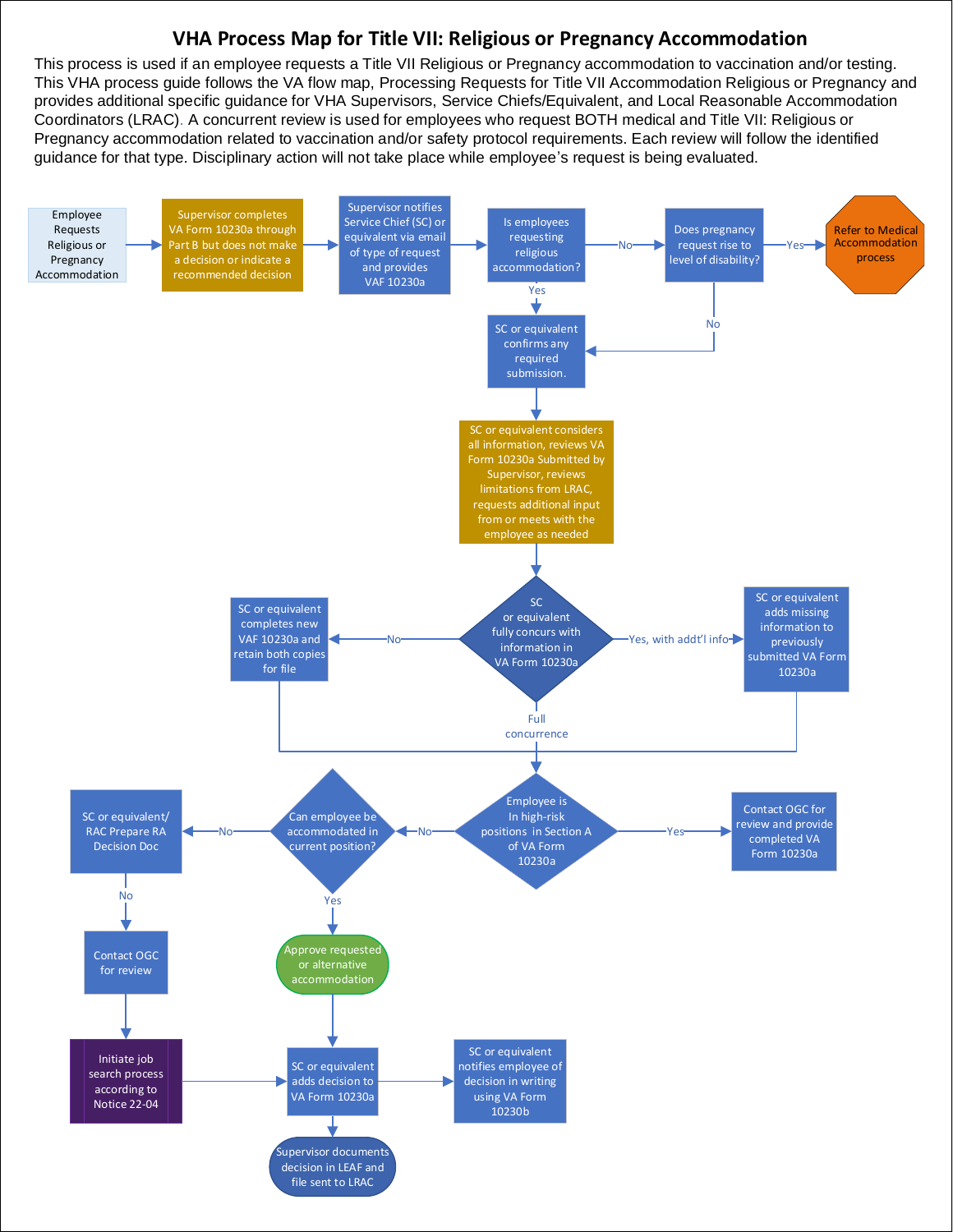# VHA Process Map for Title VII: Religious or Pregnancy Accommodation

This process is used if an employee requests a Title VII Religious or Pregnancy accommodation to vaccination and/or testing. This VHA process guide follows the VA flow map, Processing Requests for Title VII Accommodation Religious or Pregnancy and provides additional specific guidance for VHA Supervisors, Service Chiefs/Equivalent, and Local Reasonable Accommodation Coordinators (LRAC). A concurrent review is used for employees who request BOTH medical and Title VII: Religious or Pregnancy accommodation related to vaccination and/or safety protocol requirements. Each review will follow the identified guidance for that type. Disciplinary action will not take place while employee's request is being evaluated.

1. Employee Requests Religious or Pregnancy Accommodation
2. Supervisor completes VA Form 10230a through Part B but does not make a decision or indicate a recommended decision
3. Supervisor notifies Service Chief (SC) or equivalent via email of type of request and provides VAF 10230a
4. **Is employees requesting religious accommodation?**
   - Yes → SC or equivalent confirms any required submission.
   - No → **Does pregnancy request rise to level of disability?**
     - Yes → Refer to Medical Accommodation process
     - No → SC or equivalent confirms any required submission.
5. SC or equivalent considers all information, reviews VA Form 10230a Submitted by Supervisor, reviews limitations from LRAC, requests additional input from or meets with the employee as needed
6. **SC or equivalent fully concurs with information in VA Form 10230a**
   - No → SC or equivalent completes new VAF 10230a and retain both copies for file
   - Yes, with addt'l info → SC or equivalent adds missing information to previously submitted VA Form 10230a
   - Full concurrence
7. **Employee is In high-risk positions in Section A of VA Form 10230a**
   - Yes → Contact OGC for review and provide completed VA Form 10230a
   - No → **Can employee be accommodated in current position?**
     - Yes → Approve requested or alternative accommodation → SC or equivalent adds decision to VA Form 10230a
     - No → SC or equivalent/ RAC Prepare RA Decision Doc
       - No → Contact OGC for review → Initiate job search process according to Notice 22-04 → SC or equivalent adds decision to VA Form 10230a
8. SC or equivalent adds decision to VA Form 10230a
   - → SC or equivalent notifies employee of decision in writing using VA Form 10230b
   - → Supervisor documents decision in LEAF and file sent to LRAC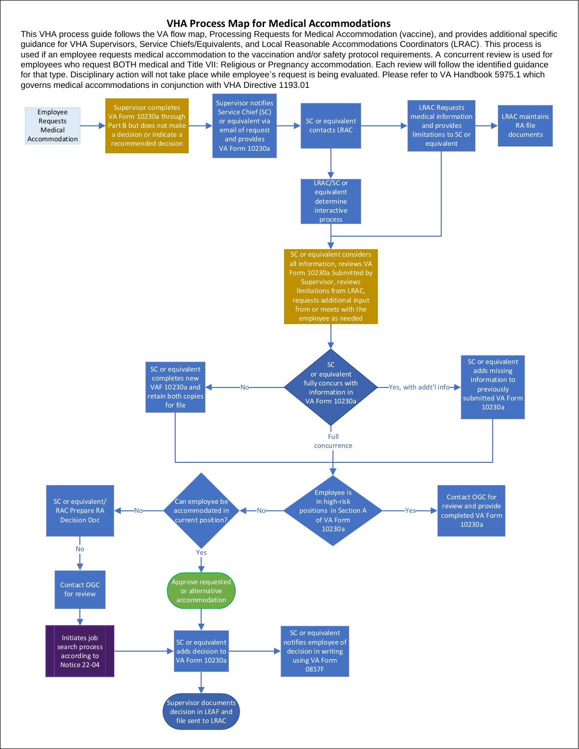# VHA Process Map for Medical Accommodations

This VHA process guide follows the VA flow map, Processing Requests for Medical Accommodation (vaccine), and provides additional specific guidance for VHA Supervisors, Service Chiefs/Equivalents, and Local Reasonable Accommodations Coordinators (LRAC). This process is used if an employee requests medical accommodation to the vaccination and/or safety protocol requirements. A concurrent review is used for employees who request BOTH medical and Title VII: Religious or Pregnancy accommodation. Each review will follow the identified guidance for that type. Disciplinary action will not take place while employee's request is being evaluated. Please refer to VA Handbook 5975.1 which governs medical accommodations in conjunction with VHA Directive 1193.01

Employee Requests Medical Accommodation

Supervisor completes VA Form 10230a through Part B but does not make a decision or indicate a recommended decision

Supervisor notifies Service Chief (SC) or equivalent via email of request and provides VA Form 10230a

SC or equivalent contacts LRAC

LRAC Requests medical information and provides limitations to SC or equivalent

LRAC maintains RA file documents

LRAC/SC or equivalent determine interactive process

SC or equivalent considers all information, reviews VA Form 10230a Submitted by Supervisor, reviews limitations from LRAC, requests additional input from or meets with the employee as needed

SC or equivalent fully concurs with information in VA Form 10230a

No

SC or equivalent completes new VAF 10230a and retain both copies for file

Yes, with addt'l info

SC or equivalent adds missing information to previously submitted VA Form 10230a

Full concurrence

Employee is In high-risk positions in Section A of VA Form 10230a

Yes

Contact OGC for review and provide completed VA Form 10230a

No

Can employee be accommodated in current position?

No

SC or equivalent/ RAC Prepare RA Decision Doc

No

Contact OGC for review

Initiates job search process according to Notice 22-04

Yes

Approve requested or alternative accommodation

SC or equivalent adds decision to VA Form 10230a

SC or equivalent notifies employee of decision in writing using VA Form 0857F

Supervisor documents decision in LEAF and file sent to LRAC